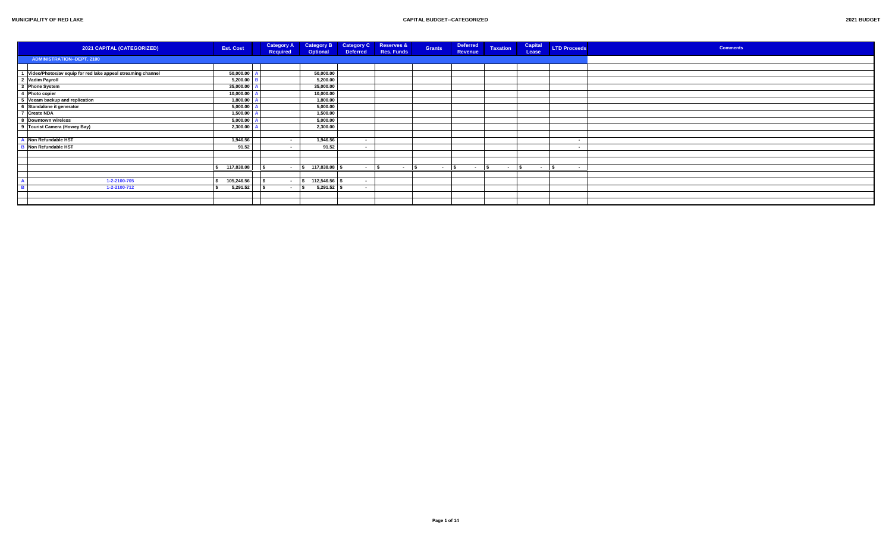MUNICIPALITY OF RED LAKE

CAPITAL BUDGET--CATEGORIZED

2021 BUDGET

| | 2021 CAPITAL (CATEGORIZED) | Est. Cost | | Category A Required | Category B Optional | Category C Deferred | Reserves & Res. Funds | Grants | Deferred Revenue | Taxation | Capital Lease | LTD Proceeds | Comments |
|---|---|---|---|---|---|---|---|---|---|---|---|---|---|
| | ADMINISTRATION--DEPT. 2100 | | | | | | | | | | | | |
| 1 | Video/Photos/av equip for red lake appeal streaming channel | 50,000.00 | A | | 50,000.00 | | | | | | | | |
| 2 | Vadim Payroll | 5,200.00 | B | | 5,200.00 | | | | | | | | |
| 3 | Phone System | 35,000.00 | A | | 35,000.00 | | | | | | | | |
| 4 | Photo copier | 10,000.00 | A | | 10,000.00 | | | | | | | | |
| 5 | Veeam backup and replication | 1,800.00 | A | | 1,800.00 | | | | | | | | |
| 6 | Standalone it generator | 5,000.00 | A | | 5,000.00 | | | | | | | | |
| 7 | Create NDA | 1,500.00 | A | | 1,500.00 | | | | | | | | |
| 8 | Downtown wireless | 5,000.00 | A | | 5,000.00 | | | | | | | | |
| 9 | Tourist Camera (Howey Bay) | 2,300.00 | A | | 2,300.00 | | | | | | | | |
| A | Non Refundable HST | 1,946.56 | | - | 1,946.56 | - | | | | | | - | |
| B | Non Refundable HST | 91.52 | | - | 91.52 | - | | | | | | - | |
| | | $ 117,838.08 | | $ - | $ 117,838.08 | $ - | $ - | $ - | $ - | $ - | $ - | $ - | |
| A | 1-2-2100-705 | $ 105,246.56 | | $ - | $ 112,546.56 | $ - | | | | | | | |
| B | 1-2-2100-712 | $ 5,291.52 | | $ - | $ 5,291.52 | $ - | | | | | | | |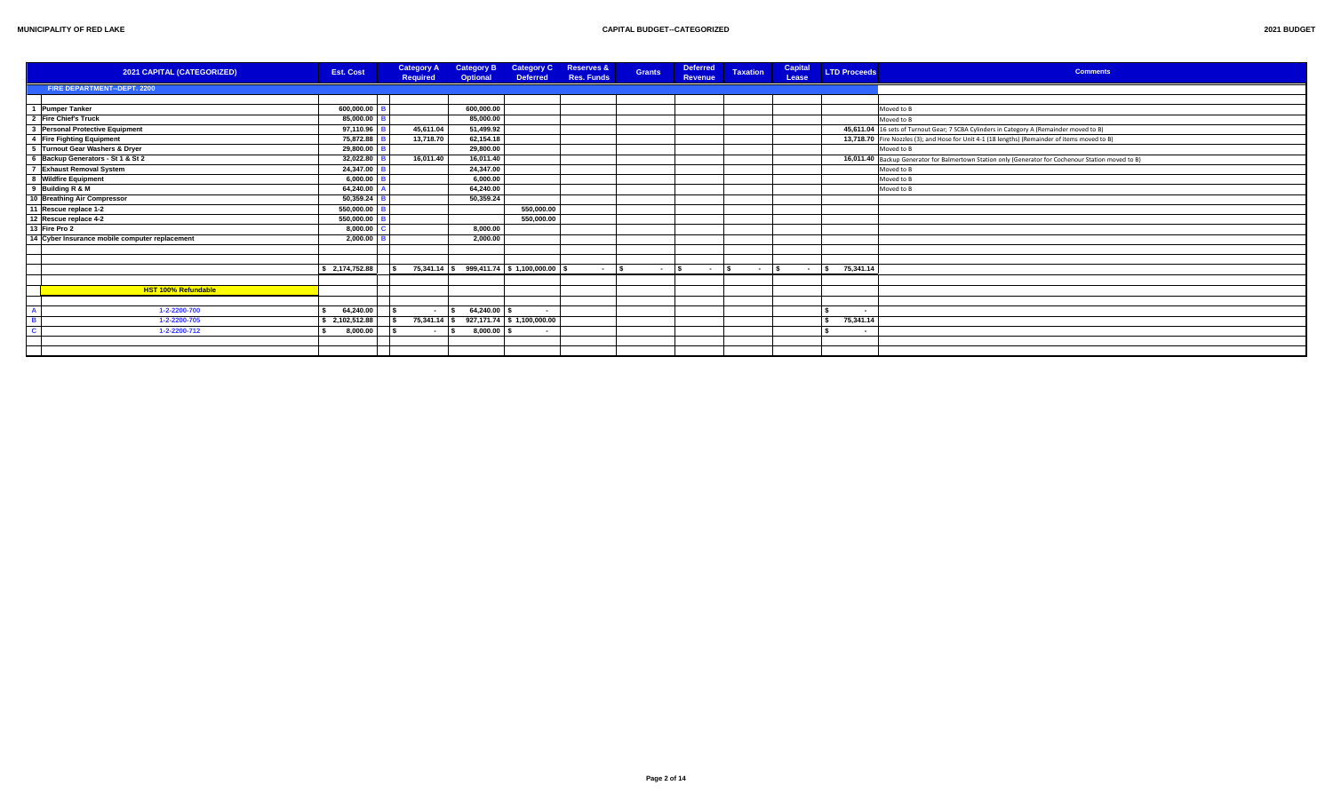| | 2021 CAPITAL (CATEGORIZED) | Est. Cost | | Category A Required | Category B Optional | Category C Deferred | Reserves & Res. Funds | Grants | Deferred Revenue | Taxation | Capital Lease | LTD Proceeds | Comments |
|---|---|---|---|---|---|---|---|---|---|---|---|---|---|
| | FIRE DEPARTMENT--DEPT. 2200 | | | | | | | | | | | | |
| 1 | Pumper Tanker | 600,000.00 | B | | 600,000.00 | | | | | | | | Moved to B |
| 2 | Fire Chief's Truck | 85,000.00 | B | | 85,000.00 | | | | | | | | Moved to B |
| 3 | Personal Protective Equipment | 97,110.96 | B | 45,611.04 | 51,499.92 | | | | | | | 45,611.04 | 16 sets of Turnout Gear; 7 SCBA Cylinders in Category A (Remainder moved to B) |
| 4 | Fire Fighting Equipment | 75,872.88 | B | 13,718.70 | 62,154.18 | | | | | | | 13,718.70 | Fire Nozzles (3); and Hose for Unit 4-1 (18 lengths) (Remainder of items moved to B) |
| 5 | Turnout Gear Washers & Dryer | 29,800.00 | B | | 29,800.00 | | | | | | | | Moved to B |
| 6 | Backup Generators - St 1 & St 2 | 32,022.80 | B | 16,011.40 | 16,011.40 | | | | | | | 16,011.40 | Backup Generator for Balmertown Station only (Generator for Cochenour Station moved to B) |
| 7 | Exhaust Removal System | 24,347.00 | B | | 24,347.00 | | | | | | | | Moved to B |
| 8 | Wildfire Equipment | 6,000.00 | B | | 6,000.00 | | | | | | | | Moved to B |
| 9 | Building R & M | 64,240.00 | A | | 64,240.00 | | | | | | | | Moved to B |
| 10 | Breathing Air Compressor | 50,359.24 | B | | 50,359.24 | | | | | | | | |
| 11 | Rescue replace 1-2 | 550,000.00 | B | | | 550,000.00 | | | | | | | |
| 12 | Rescue replace 4-2 | 550,000.00 | B | | | 550,000.00 | | | | | | | |
| 13 | Fire Pro 2 | 8,000.00 | C | | 8,000.00 | | | | | | | | |
| 14 | Cyber Insurance mobile computer replacement | 2,000.00 | B | | 2,000.00 | | | | | | | | |
| | | $ 2,174,752.88 | | $ 75,341.14 | $ 999,411.74 | $ 1,100,000.00 | $ - | $ - | $ - | $ - | $ - | $ 75,341.14 | |
| | HST 100% Refundable | | | | | | | | | | | | |
| A | 1-2-2200-700 | $ 64,240.00 | | $ - | $ 64,240.00 | $ - | | | | | | $ - | |
| B | 1-2-2200-705 | $ 2,102,512.88 | | $ 75,341.14 | $ 927,171.74 | $ 1,100,000.00 | | | | | | $ 75,341.14 | |
| C | 1-2-2200-712 | $ 8,000.00 | | $ - | $ 8,000.00 | $ - | | | | | | $ - | |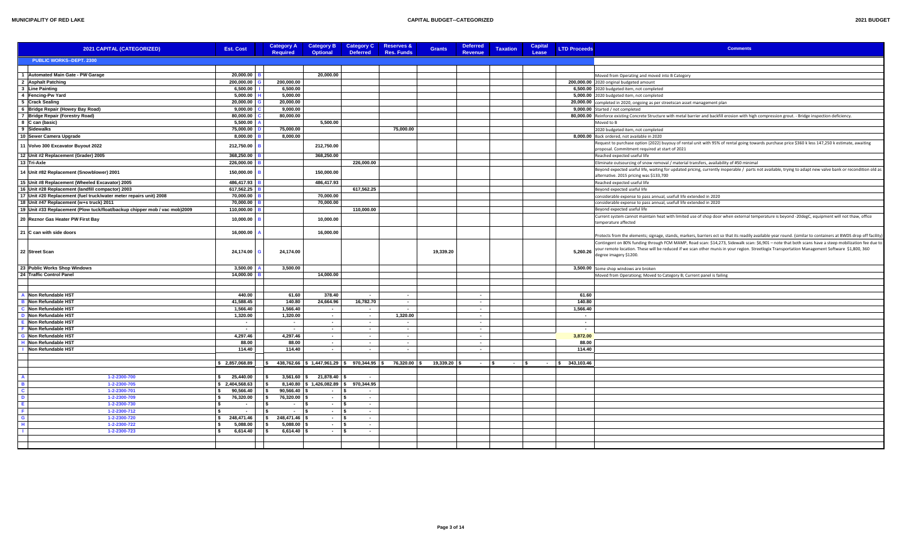| # | 2021 CAPITAL (CATEGORIZED) | Est. Cost | | Category A Required | Category B Optional | Category C Deferred | Reserves & Res. Funds | Grants | Deferred Revenue | Taxation | Capital Lease | LTD Proceeds | Comments |
|---|---|---|---|---|---|---|---|---|---|---|---|---|---|
| | **PUBLIC WORKS--DEPT. 2300** | | | | | | | | | | | | |
| 1 | Automated Main Gate - PW Garage | 20,000.00 | B | | 20,000.00 | | | | | | | | Moved from Operating and moved into B Category |
| 2 | Asphalt Patching | 200,000.00 | G | 200,000.00 | | | | | | | | 200,000.00 | 2020 original budgeted amount |
| 3 | Line Painting | 6,500.00 | I | 6,500.00 | | | | | | | | 6,500.00 | 2020 budgeted item, not completed |
| 4 | Fencing-Pw Yard | 5,000.00 | H | 5,000.00 | | | | | | | | 5,000.00 | 2020 budgeted item, not completed |
| 5 | Crack Sealing | 20,000.00 | G | 20,000.00 | | | | | | | | 20,000.00 | completed in 2020, ongoing as per streetscan asset management plan |
| 6 | Bridge Repair (Howey Bay Road) | 9,000.00 | C | 9,000.00 | | | | | | | | 9,000.00 | Started / not completed |
| 7 | Bridge Repair (Forestry Road) | 80,000.00 | C | 80,000.00 | | | | | | | | 80,000.00 | Reinforce existing Concrete Structure with metal barrier and backfill erosion with high compression grout. - Bridge inspection deficiency. |
| 8 | C can (basic) | 5,500.00 | A | | 5,500.00 | | | | | | | | Moved to B |
| 9 | Sidewalks | 75,000.00 | D | 75,000.00 | | | 75,000.00 | | | | | | 2020 budgeted item, not completed |
| 10 | Sewer Camera Upgrade | 8,000.00 | B | 8,000.00 | | | | | | | | 8,000.00 | Back ordered, not available in 2020 |
| 11 | Volvo 300 Excavator Buyout 2022 | 212,750.00 | B | | 212,750.00 | | | | | | | | Request to purchase option (2022) buyout of rental unit with 95% of rental going towards purchase price $360 k less 147,250 k estimate, awaiting proposal. Commitment required at start of 2021 |
| 12 | Unit #2 Replacement (Grader) 2005 | 368,250.00 | B | | 368,250.00 | | | | | | | | Reached expected useful life |
| 13 | Tri-Axle | 226,000.00 | B | | | 226,000.00 | | | | | | | Eliminate outsourcing of snow removal / material transfers, availability of #50 minimal |
| 14 | Unit #82 Replacement (Snowblower) 2001 | 150,000.00 | B | | 150,000.00 | | | | | | | | Beyond expected useful life, waiting for updated pricing, currently inoperable / parts not available, trying to adapt new valve bank or recondition old as alternative. 2015 pricing was $133,700 |
| 15 | Unit #8 Replacement (Wheeled Excavator) 2005 | 486,417.93 | B | | 486,417.93 | | | | | | | | Reached expected useful life |
| 16 | Unit #28 Replacement (landfill compactor) 2003 | 617,562.25 | B | | | 617,562.25 | | | | | | | Beyond expected useful life |
| 17 | Unit #20 Replacement (fuel truck/water meter repairs unit) 2008 | 70,000.00 | B | | 70,000.00 | | | | | | | | considerable expense to pass annual, usefull life extended in 2020 |
| 18 | Unit #47 Replacement (w+s truck) 2011 | 70,000.00 | B | | 70,000.00 | | | | | | | | considerable expense to pass annual, usefull life extended in 2020 |
| 19 | Unit #33 Replacement (Plow tuck/float/backup chipper mob / vac mob)2009 | 110,000.00 | B | | | 110,000.00 | | | | | | | Beyond expected useful life |
| 20 | Reznor Gas Heater PW First Bay | 10,000.00 | B | | 10,000.00 | | | | | | | | Current system cannot maintain heat with limited use of shop door when external temperature is beyond -20degC, equipment will not thaw, office temperature affected |
| 21 | C can with side doors | 16,000.00 | A | | 16,000.00 | | | | | | | | Protects from the elements; signage, stands, markers, barriers ect so that its readily available year round. (similar to containers at BWDS drop off facility) |
| 22 | Street Scan | 24,174.00 | G | 24,174.00 | | | | 19,339.20 | | | | 5,260.26 | Contingent on 80% funding through FCM MAMP, Road scan: $14,273, Sidewalk scan: $6,901 – note that both scans have a steep mobilization fee due to your remote location. These will be reduced if we scan other munis in your region. Streetlogix Transportation Management Software $1,800, 360 degree imagery $1200. |
| 23 | Public Works Shop Windows | 3,500.00 | A | 3,500.00 | | | | | | | | 3,500.00 | Some shop windows are broken |
| 24 | Traffic Control Panel | 14,000.00 | B | | 14,000.00 | | | | | | | | Moved from Operationg; Moved to Category B; Current panel is failing |
| A | Non Refundable HST | 440.00 | | 61.60 | 378.40 | - | - | | - | | | 61.60 | |
| B | Non Refundable HST | 41,588.45 | | 140.80 | 24,664.96 | 16,782.70 | - | | - | | | 140.80 | |
| C | Non Refundable HST | 1,566.40 | | 1,566.40 | - | - | - | | - | | | 1,566.40 | |
| D | Non Refundable HST | 1,320.00 | | 1,320.00 | - | - | 1,320.00 | | - | | | - | |
| E | Non Refundable HST | - | | - | - | - | - | | - | | | - | |
| F | Non Refundable HST | - | | - | - | - | - | | - | | | - | |
| G | Non Refundable HST | 4,297.46 | | 4,297.46 | - | - | - | | - | | | 3,872.00 | |
| H | Non Refundable HST | 88.00 | | 88.00 | - | - | - | | - | | | 88.00 | |
| I | Non Refundable HST | 114.40 | | 114.40 | - | - | - | | - | | | 114.40 | |
| | | $ 2,857,068.89 | | $ 438,762.66 | $ 1,447,961.29 | $ 970,344.95 | $ 76,320.00 | $ 19,339.20 | $ - | $ - | $ - | $ 343,103.46 | |
| A | 1-2-2300-700 | $ 25,440.00 | | $ 3,561.60 | $ 21,878.40 | $ - | | | | | | | |
| B | 1-2-2300-705 | $ 2,404,568.63 | | $ 8,140.80 | $ 1,426,082.89 | $ 970,344.95 | | | | | | | |
| C | 1-2-2300-701 | $ 90,566.40 | | $ 90,566.40 | $ - | $ - | | | | | | | |
| D | 1-2-2300-709 | $ 76,320.00 | | $ 76,320.00 | $ - | $ - | | | | | | | |
| E | 1-2-2300-730 | $ - | | $ - | $ - | $ - | | | | | | | |
| F | 1-2-2300-712 | $ - | | $ - | $ - | $ - | | | | | | | |
| G | 1-2-2300-720 | $ 248,471.46 | | $ 248,471.46 | $ - | $ - | | | | | | | |
| H | 1-2-2300-722 | $ 5,088.00 | | $ 5,088.00 | $ - | $ - | | | | | | | |
| I | 1-2-2300-723 | $ 6,614.40 | | $ 6,614.40 | $ - | $ - | | | | | | | |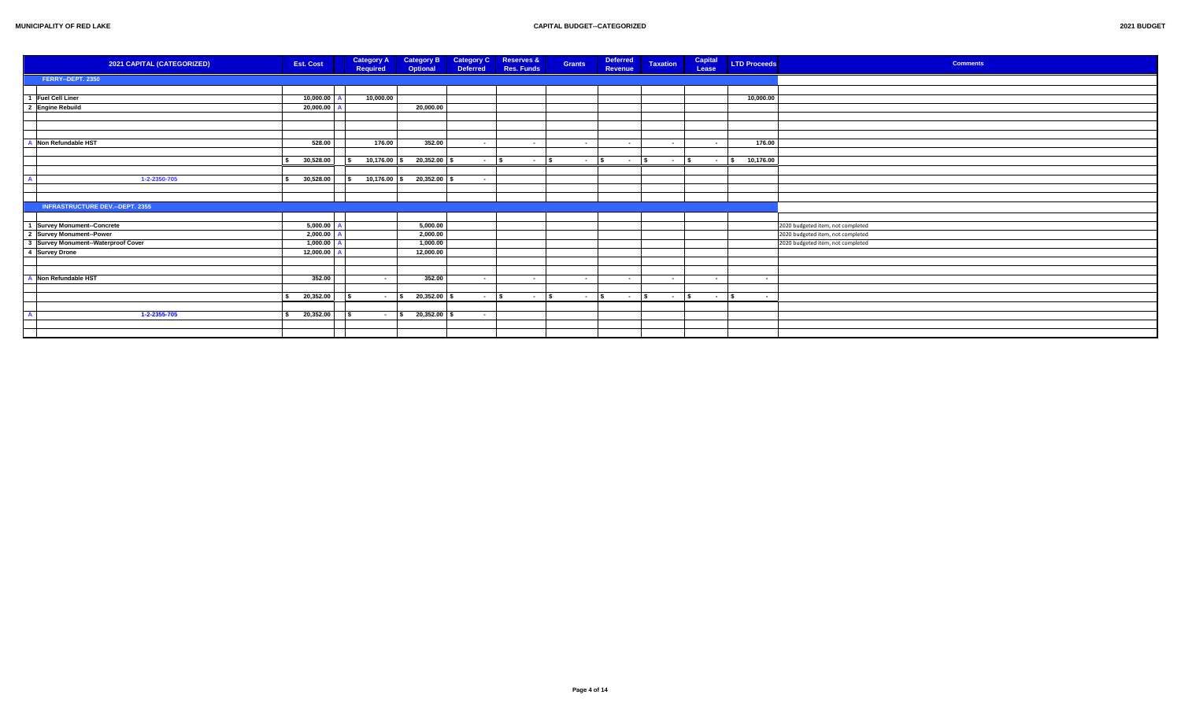| | 2021 CAPITAL (CATEGORIZED) | Est. Cost | | Category A Required | Category B Optional | Category C Deferred | Reserves & Res. Funds | Grants | Deferred Revenue | Taxation | Capital Lease | LTD Proceeds | Comments |
|---|---|---|---|---|---|---|---|---|---|---|---|---|---|
| | **FERRY--DEPT. 2350** | | | | | | | | | | | | |
| 1 | Fuel Cell Liner | 10,000.00 | A | 10,000.00 | | | | | | | | 10,000.00 | |
| 2 | Engine Rebuild | 20,000.00 | A | | 20,000.00 | | | | | | | | |
| A | Non Refundable HST | 528.00 | | 176.00 | 352.00 | - | - | - | - | - | - | 176.00 | |
| | | $ 30,528.00 | | $ 10,176.00 | $ 20,352.00 | $ - | $ - | $ - | $ - | $ - | $ - | $ 10,176.00 | |
| A | 1-2-2350-705 | $ 30,528.00 | | $ 10,176.00 | $ 20,352.00 | $ - | | | | | | | |
| | **INFRASTRUCTURE DEV.--DEPT. 2355** | | | | | | | | | | | | |
| 1 | Survey Monument--Concrete | 5,000.00 | A | | 5,000.00 | | | | | | | | 2020 budgeted item, not completed |
| 2 | Survey Monument--Power | 2,000.00 | A | | 2,000.00 | | | | | | | | 2020 budgeted item, not completed |
| 3 | Survey Monument--Waterproof Cover | 1,000.00 | A | | 1,000.00 | | | | | | | | 2020 budgeted item, not completed |
| 4 | Survey Drone | 12,000.00 | A | | 12,000.00 | | | | | | | | |
| A | Non Refundable HST | 352.00 | | - | 352.00 | - | - | - | - | - | - | - | |
| | | $ 20,352.00 | | $ - | $ 20,352.00 | $ - | $ - | $ - | $ - | $ - | $ - | $ - | |
| A | 1-2-2355-705 | $ 20,352.00 | | $ - | $ 20,352.00 | $ - | | | | | | | |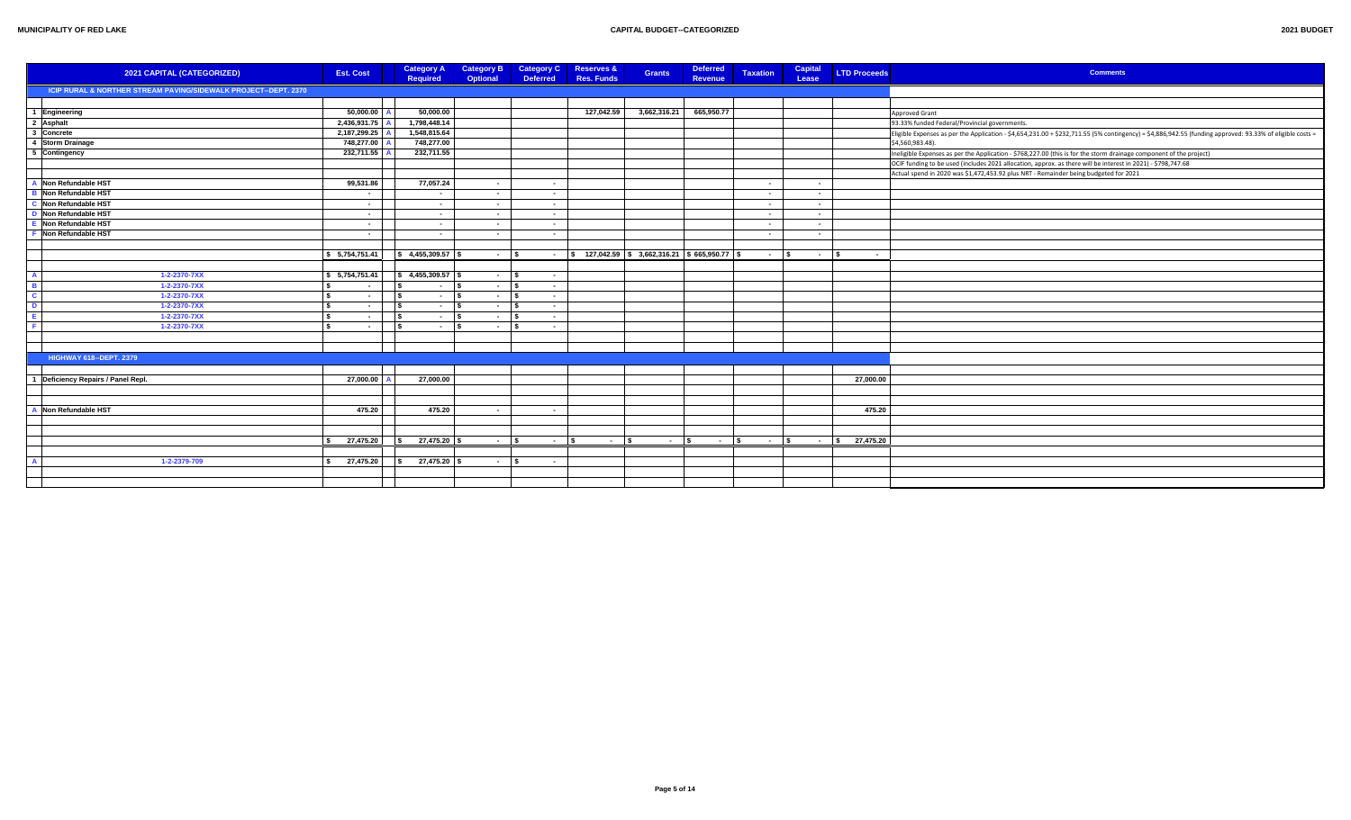**MUNICIPALITY OF RED LAKE** — **CAPITAL BUDGET--CATEGORIZED** — **2021 BUDGET**

| | 2021 CAPITAL (CATEGORIZED) | Est. Cost | | Category A Required | Category B Optional | Category C Deferred | Reserves & Res. Funds | Grants | Deferred Revenue | Taxation | Capital Lease | LTD Proceeds | Comments |
|---|---|---|---|---|---|---|---|---|---|---|---|---|---|
| | **ICIP RURAL & NORTHER STREAM PAVING/SIDEWALK PROJECT--DEPT. 2370** | | | | | | | | | | | | |
| 1 | Engineering | 50,000.00 | A | 50,000.00 | | | 127,042.59 | 3,662,316.21 | 665,950.77 | | | | Approved Grant |
| 2 | Asphalt | 2,436,931.75 | A | 1,798,448.14 | | | | | | | | | 93.33% funded Federal/Provincial governments. |
| 3 | Concrete | 2,187,299.25 | A | 1,548,815.64 | | | | | | | | | Eligible Expenses as per the Application - $4,654,231.00 + $232,711.55 (5% contingency) = $4,886,942.55 (funding approved: 93.33% of eligible costs = $4,560,983.48). |
| 4 | Storm Drainage | 748,277.00 | A | 748,277.00 | | | | | | | | | Ineligible Expenses as per the Application - $768,227.00 (this is for the storm drainage component of the project) |
| 5 | Contingency | 232,711.55 | A | 232,711.55 | | | | | | | | | OCIF funding to be used (includes 2021 allocation, approx. as there will be interest in 2021) - $798,747.68 |
| | | | | | | | | | | | | | Actual spend in 2020 was $1,472,453.92 plus NRT - Remainder being budgeted for 2021 |
| A | Non Refundable HST | 99,531.86 | | 77,057.24 | - | - | | | | - | - | | |
| B | Non Refundable HST | - | | - | - | - | | | | - | - | | |
| C | Non Refundable HST | - | | - | - | - | | | | - | - | | |
| D | Non Refundable HST | - | | - | - | - | | | | - | - | | |
| E | Non Refundable HST | - | | - | - | - | | | | - | - | | |
| F | Non Refundable HST | - | | - | - | - | | | | - | - | | |
| | | $ 5,754,751.41 | | $ 4,455,309.57 | $ - | $ - | $ 127,042.59 | $ 3,662,316.21 | $ 665,950.77 | $ - | $ - | $ - | |
| A | 1-2-2370-7XX | $ 5,754,751.41 | | $ 4,455,309.57 | $ - | $ - | | | | | | | |
| B | 1-2-2370-7XX | $ - | | $ - | $ - | $ - | | | | | | | |
| C | 1-2-2370-7XX | $ - | | $ - | $ - | $ - | | | | | | | |
| D | 1-2-2370-7XX | $ - | | $ - | $ - | $ - | | | | | | | |
| E | 1-2-2370-7XX | $ - | | $ - | $ - | $ - | | | | | | | |
| F | 1-2-2370-7XX | $ - | | $ - | $ - | $ - | | | | | | | |
| | **HIGHWAY 618--DEPT. 2379** | | | | | | | | | | | | |
| 1 | Deficiency Repairs / Panel Repl. | 27,000.00 | A | 27,000.00 | | | | | | | | 27,000.00 | |
| A | Non Refundable HST | 475.20 | | 475.20 | - | - | | | | | | 475.20 | |
| | | $ 27,475.20 | | $ 27,475.20 | $ - | $ - | $ - | $ - | $ - | $ - | $ - | $ 27,475.20 | |
| A | 1-2-2379-709 | $ 27,475.20 | | $ 27,475.20 | $ - | $ - | | | | | | | |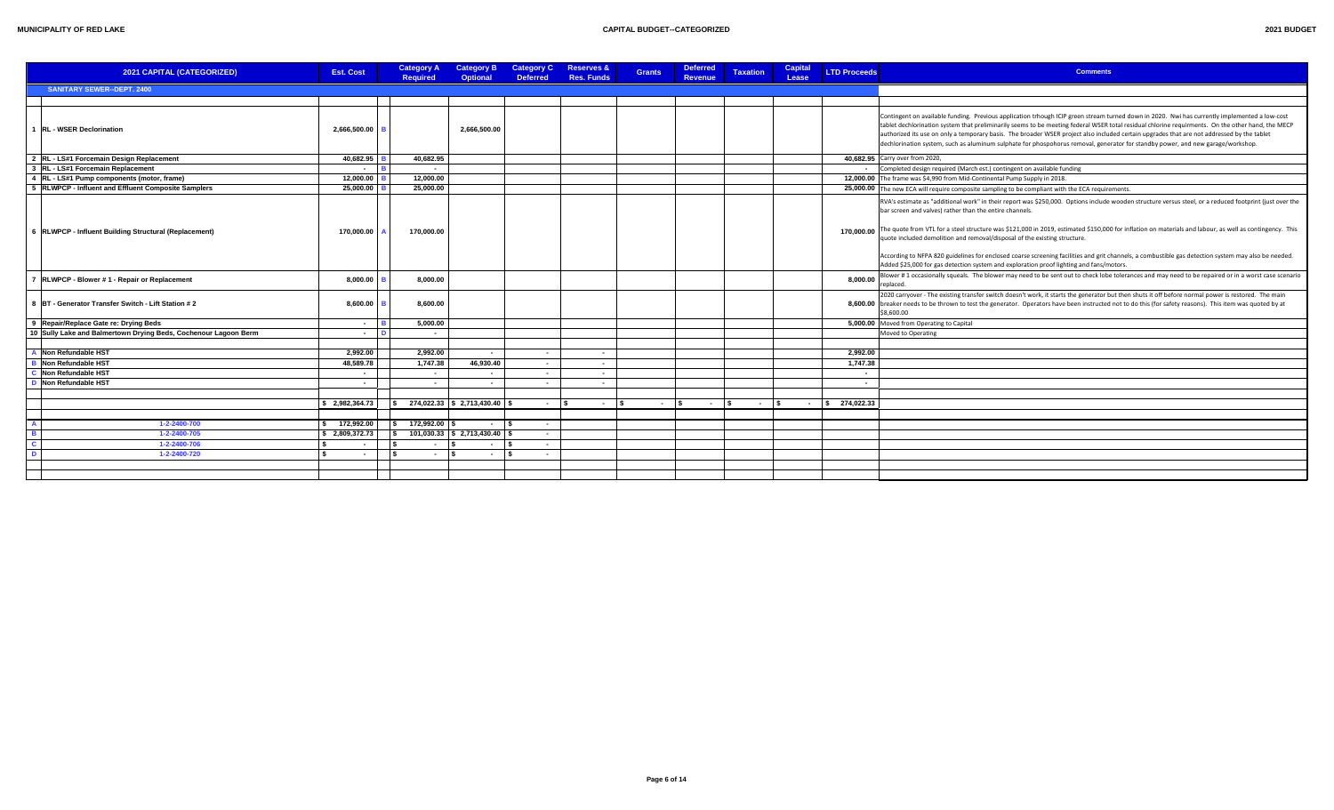MUNICIPALITY OF RED LAKE — CAPITAL BUDGET--CATEGORIZED — 2021 BUDGET

| | 2021 CAPITAL (CATEGORIZED) | Est. Cost | | Category A Required | Category B Optional | Category C Deferred | Reserves & Res. Funds | Grants | Deferred Revenue | Taxation | Capital Lease | LTD Proceeds | Comments |
|---|---|---|---|---|---|---|---|---|---|---|---|---|---|
| | **SANITARY SEWER--DEPT. 2400** | | | | | | | | | | | | |
| 1 | RL - WSER Declorination | 2,666,500.00 | B | | 2,666,500.00 | | | | | | | | Contingent on available funding. Previous application trhough ICIP green stream turned down in 2020. Nwi has currently implemented a low-cost tablet dechlorination system that preliminarily seems to be meeting federal WSER total residual chlorine requirments. On the other hand, the MECP authorized its use on only a temporary basis. The broader WSER project also included certain upgrades that are not addressed by the tablet dechlorination system, such as aluminum sulphate for phospohorus removal, generator for standby power, and new garage/workshop. |
| 2 | RL - LS#1 Forcemain Design Replacement | 40,682.95 | B | 40,682.95 | | | | | | | | 40,682.95 | Carry over from 2020, |
| 3 | RL - LS#1 Forcemain Replacement | - | B | - | | | | | | | | - | Completed design required (March est.) contingent on available funding |
| 4 | RL - LS#1 Pump components (motor, frame) | 12,000.00 | B | 12,000.00 | | | | | | | | 12,000.00 | The frame was $4,990 from Mid-Continental Pump Supply in 2018. |
| 5 | RLWPCP - Influent and Effluent Composite Samplers | 25,000.00 | B | 25,000.00 | | | | | | | | 25,000.00 | The new ECA will require composite sampling to be compliant with the ECA requirements. |
| 6 | RLWPCP - Influent Building Structural (Replacement) | 170,000.00 | A | 170,000.00 | | | | | | | | 170,000.00 | RVA's estimate as "additional work" in their report was $250,000. Options include wooden structure versus steel, or a reduced footprint (just over the bar screen and valves) rather than the entire channels. The quote from VTL for a steel structure was $121,000 in 2019, estimated $150,000 for inflation on materials and labour, as well as contingency. This quote included demolition and removal/disposal of the existing structure. According to NFPA 820 guidelines for enclosed coarse screening facilities and grit channels, a combustible gas detection system may also be needed. Added $25,000 for gas detection system and exploration proof lighting and fans/motors. |
| 7 | RLWPCP - Blower # 1 - Repair or Replacement | 8,000.00 | B | 8,000.00 | | | | | | | | 8,000.00 | Blower # 1 occasionally squeals. The blower may need to be sent out to check lobe tolerances and may need to be repaired or in a worst case scenario replaced. |
| 8 | BT - Generator Transfer Switch - Lift Station # 2 | 8,600.00 | B | 8,600.00 | | | | | | | | 8,600.00 | 2020 carryover - The existing transfer switch doesn't work, it starts the generator but then shuts it off before normal power is restored. The main breaker needs to be thrown to test the generator. Operators have been instructed not to do this (for safety reasons). This item was quoted by at $8,600.00 |
| 9 | Repair/Replace Gate re: Drying Beds | - | B | 5,000.00 | | | | | | | | 5,000.00 | Moved from Operating to Capital |
| 10 | Sully Lake and Balmertown Drying Beds, Cochenour Lagoon Berm | - | D | - | | | | | | | | | Moved to Operating |
| A | Non Refundable HST | 2,992.00 | | 2,992.00 | - | - | - | | | | | 2,992.00 | |
| B | Non Refundable HST | 48,589.78 | | 1,747.38 | 46,930.40 | - | - | | | | | 1,747.38 | |
| C | Non Refundable HST | - | | - | - | - | - | | | | | - | |
| D | Non Refundable HST | - | | - | - | - | - | | | | | - | |
| | | $ 2,982,364.73 | | $ 274,022.33 | $ 2,713,430.40 | $ - | $ - | $ - | $ - | $ - | $ - | $ 274,022.33 | |
| A | 1-2-2400-700 | $ 172,992.00 | | $ 172,992.00 | $ - | $ - | | | | | | | |
| B | 1-2-2400-705 | $ 2,809,372.73 | | $ 101,030.33 | $ 2,713,430.40 | $ - | | | | | | | |
| C | 1-2-2400-706 | $ - | | $ - | $ - | $ - | | | | | | | |
| D | 1-2-2400-720 | $ - | | $ - | $ - | $ - | | | | | | | |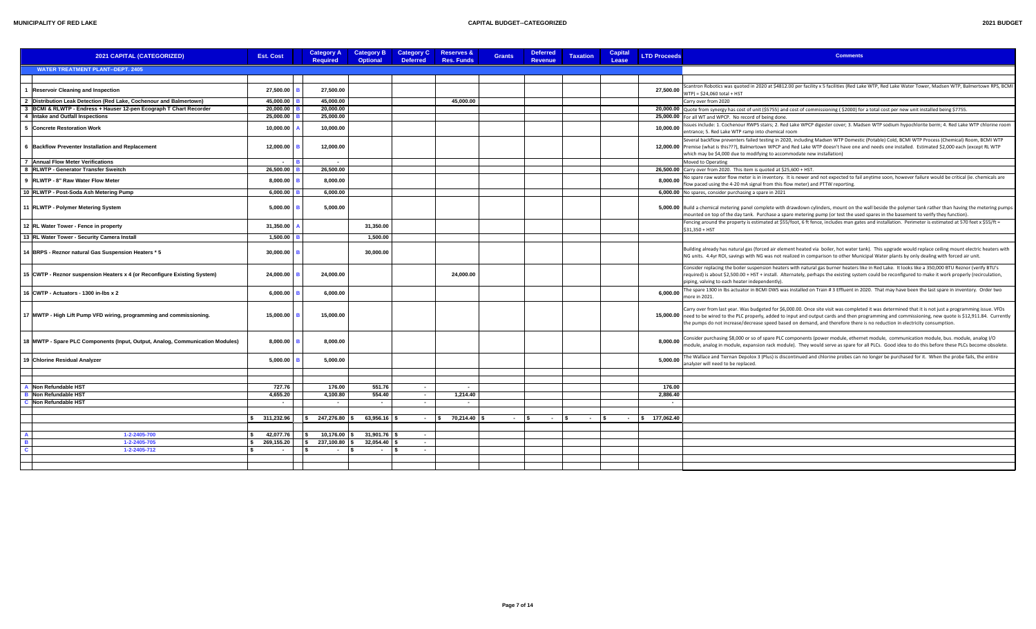MUNICIPALITY OF RED LAKE — CAPITAL BUDGET--CATEGORIZED — 2021 BUDGET

| | 2021 CAPITAL (CATEGORIZED) | Est. Cost | | Category A Required | Category B Optional | Category C Deferred | Reserves & Res. Funds | Grants | Deferred Revenue | Taxation | Capital Lease | LTD Proceeds | Comments |
|---|---|---|---|---|---|---|---|---|---|---|---|---|---|
| | **WATER TREATMENT PLANT--DEPT. 2405** | | | | | | | | | | | | |
| 1 | Reservoir Cleaning and Inspection | 27,500.00 | B | 27,500.00 | | | | | | | | 27,500.00 | Scantron Robotics was quoted in 2020 at $4812.00 per facility x 5 facilities (Red Lake WTP, Red Lake Water Tower, Madsen WTP, Balmertown RPS, BCMI WTP) = $24,060 total + HST |
| 2 | Distribution Leak Detection (Red Lake, Cochenour and Balmertown) | 45,000.00 | B | 45,000.00 | | | 45,000.00 | | | | | | Carry over from 2020 |
| 3 | BCMI & RLWTP - Endress + Hauser 12-pen Ecograph T Chart Recorder | 20,000.00 | B | 20,000.00 | | | | | | | | 20,000.00 | Quote from synergy has cost of unit ($5755) and cost of commissioning ( $2000) for a total cost per new unit installed being $7755. |
| 4 | Intake and Outfall Inspections | 25,000.00 | B | 25,000.00 | | | | | | | | 25,000.00 | For all WT and WPCP. No record of being done. |
| 5 | Concrete Restoration Work | 10,000.00 | A | 10,000.00 | | | | | | | | 10,000.00 | Issues include: 1. Cochenour RWPS stairs; 2. Red Lake WPCP digester cover; 3. Madsen WTP sodium hypochlorite berm; 4. Red Lake WTP chlorine room entrance; 5. Red Lake WTP ramp into chemical room |
| 6 | Backflow Preventer Installation and Replacement | 12,000.00 | B | 12,000.00 | | | | | | | | 12,000.00 | Several backflow preventers failed testing in 2020, including Madsen WTP Domestic (Potable) Cold, BCMI WTP Process (Chemical) Room, BCMI WTP Premise (what is this???), Balmertown WPCP and Red Lake WTP doesn't have one and needs one installed. Estimated $2,000 each (except RL WTP which may be $4,000 due to modifying to accommodate new installation) |
| 7 | Annual Flow Meter Verifications | - | B | - | | | | | | | | | Moved to Operating |
| 8 | RLWTP - Generator Transfer Sweitch | 26,500.00 | B | 26,500.00 | | | | | | | | 26,500.00 | Carry over from 2020. This item is quoted at $25,600 + HST. |
| 9 | RLWTP - 8" Raw Water Flow Meter | 8,000.00 | B | 8,000.00 | | | | | | | | 8,000.00 | No spare raw water flow meter is in inventory. It is newer and not expected to fail anytime soon, however failure would be critical (ie. chemicals are flow paced using the 4-20 mA signal from this flow meter) and PTTW reporting. |
| 10 | RLWTP - Post-Soda Ash Metering Pump | 6,000.00 | B | 6,000.00 | | | | | | | | 6,000.00 | No spares, consider purchasing a spare in 2021 |
| 11 | RLWTP - Polymer Metering System | 5,000.00 | B | 5,000.00 | | | | | | | | 5,000.00 | Build a chemical metering panel complete with drawdown cylinders, mount on the wall beside the polymer tank rather than having the metering pumps mounted on top of the day tank. Purchase a spare metering pump (or test the used spares in the basement to verify they function). |
| 12 | RL Water Tower - Fence in property | 31,350.00 | A | | 31,350.00 | | | | | | | | Fencing around the property is estimated at $55/foot, 6 ft fence, includes man gates and installation. Perimeter is estimated at 570 feet x $55/ft = $31,350 + HST |
| 13 | RL Water Tower - Security Camera Install | 1,500.00 | B | | 1,500.00 | | | | | | | | |
| 14 | BRPS - Reznor natural Gas Suspension Heaters * 5 | 30,000.00 | B | | 30,000.00 | | | | | | | | Building already has natural gas (forced air element heated via boiler, hot water tank). This upgrade would replace ceiling mount electric heaters with NG units. 4.4yr ROI, savings with NG was not realized in comparison to other Municipal Water plants by only dealing with forced air unit. |
| 15 | CWTP - Reznor suspension Heaters x 4 (or Reconfigure Existing System) | 24,000.00 | B | 24,000.00 | | | 24,000.00 | | | | | | Consider replacing the boiler suspension heaters with natural gas burner heaters like in Red Lake. It looks like a 350,000 BTU Reznor (verify BTU's required) is about $2,500.00 + HST + install. Alternately, perhaps the existing system could be reconfigured to make it work properly (recirculation, piping, valving to each heater independently). |
| 16 | CWTP - Actuators - 1300 in-lbs x 2 | 6,000.00 | B | 6,000.00 | | | | | | | | 6,000.00 | The spare 1300 in lbs actuator in BCMI DWS was installed on Train # 3 Effluent in 2020. That may have been the last spare in inventory. Order two more in 2021. |
| 17 | MWTP - High Lift Pump VFD wiring, programming and commissioning. | 15,000.00 | B | 15,000.00 | | | | | | | | 15,000.00 | Carry over from last year. Was budgeted for $6,000.00. Once site visit was completed it was determined that it is not just a programming issue. VFDs need to be wired to the PLC properly, added to input and output cards and then programming and commissioning, new quote is $12,911.84. Currently the pumps do not increase/decrease speed based on demand, and therefore there is no reduction in electricity consumption. |
| 18 | MWTP - Spare PLC Components (Input, Output, Analog, Communication Modules) | 8,000.00 | B | 8,000.00 | | | | | | | | 8,000.00 | Consider purchasing $8,000 or so of spare PLC components (power module, ethernet module, communication module, bus. module, analog I/O module, analog in module, expansion rack module). They would serve as spare for all PLCs. Good idea to do this before these PLCs become obsolete. |
| 19 | Chlorine Residual Analyzer | 5,000.00 | B | 5,000.00 | | | | | | | | 5,000.00 | The Wallace and Tiernan Depolox 3 (Plus) is discontinued and chlorine probes can no longer be purchased for it. When the probe fails, the entire analyzer will need to be replaced. |
| | | | | | | | | | | | | | |
| A | Non Refundable HST | 727.76 | | 176.00 | 551.76 | - | - | | | | | 176.00 | |
| B | Non Refundable HST | 4,655.20 | | 4,100.80 | 554.40 | - | 1,214.40 | | | | | 2,886.40 | |
| C | Non Refundable HST | - | | - | - | - | - | | | | | - | |
| | | $ 311,232.96 | | $ 247,276.80 | $ 63,956.16 | $ - | $ 70,214.40 | $ - | $ - | $ - | $ - | $ 177,062.40 | |
| | | | | | | | | | | | | | |
| A | 1-2-2405-700 | $ 42,077.76 | | $ 10,176.00 | $ 31,901.76 | $ - | | | | | | | |
| B | 1-2-2405-705 | $ 269,155.20 | | $ 237,100.80 | $ 32,054.40 | $ - | | | | | | | |
| C | 1-2-2405-712 | $ - | | $ - | $ - | $ - | | | | | | | |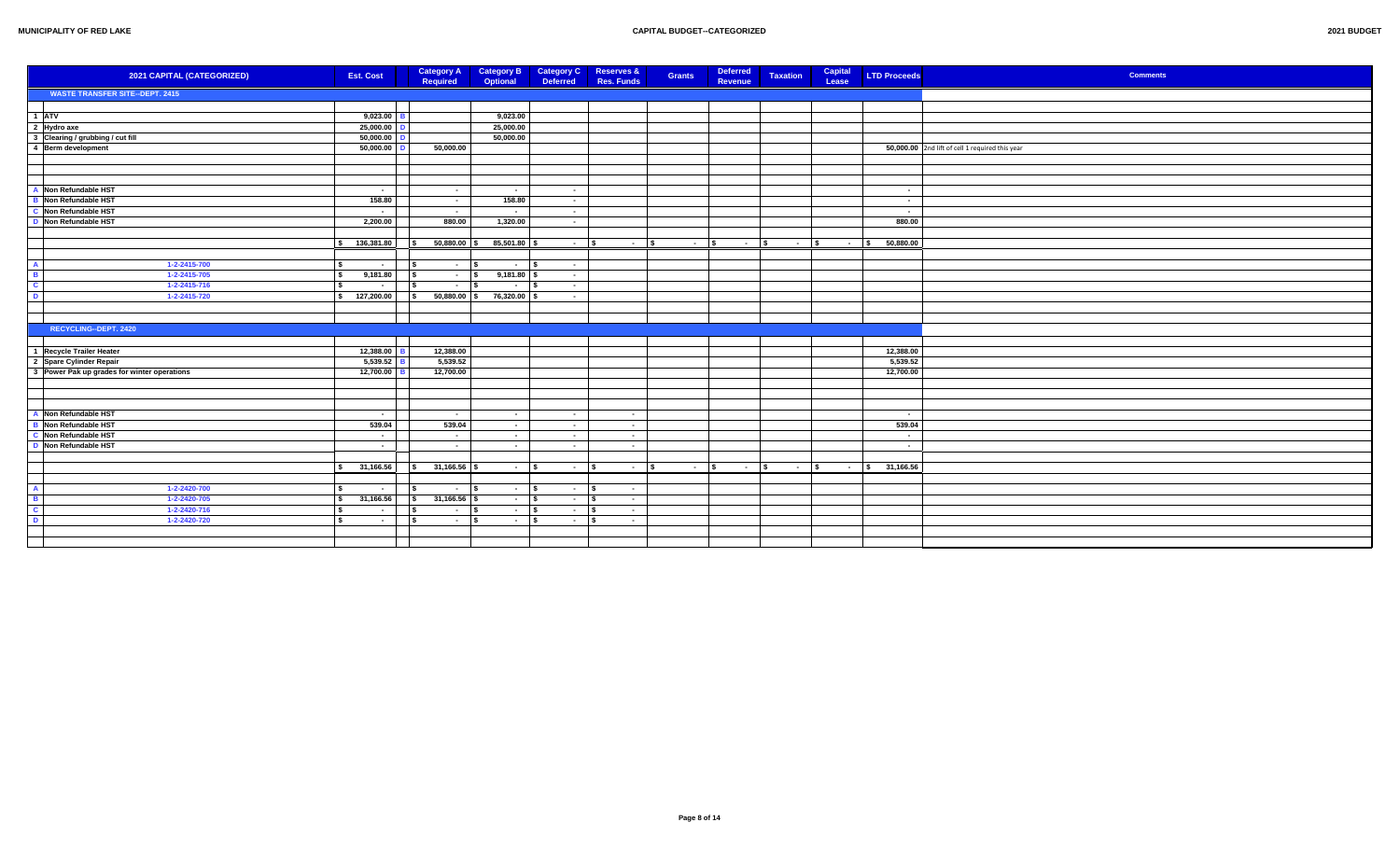| | 2021 CAPITAL (CATEGORIZED) | Est. Cost | | Category A Required | Category B Optional | Category C Deferred | Reserves & Res. Funds | Grants | Deferred Revenue | Taxation | Capital Lease | LTD Proceeds | Comments |
|---|---|---|---|---|---|---|---|---|---|---|---|---|---|
| | **WASTE TRANSFER SITE--DEPT. 2415** | | | | | | | | | | | | |
| 1 | ATV | 9,023.00 | B | | 9,023.00 | | | | | | | | |
| 2 | Hydro axe | 25,000.00 | D | | 25,000.00 | | | | | | | | |
| 3 | Clearing / grubbing / cut fill | 50,000.00 | D | | 50,000.00 | | | | | | | | |
| 4 | Berm development | 50,000.00 | D | 50,000.00 | | | | | | | | 50,000.00 | 2nd lift of cell 1 required this year |
| A | Non Refundable HST | - | | - | - | - | | | | | | - | |
| B | Non Refundable HST | 158.80 | | - | 158.80 | - | | | | | | - | |
| C | Non Refundable HST | - | | - | - | - | | | | | | - | |
| D | Non Refundable HST | 2,200.00 | | 880.00 | 1,320.00 | - | | | | | | 880.00 | |
| | | $ 136,381.80 | | $ 50,880.00 | $ 85,501.80 | $ - | $ - | $ - | $ - | $ - | $ - | $ 50,880.00 | |
| A | 1-2-2415-700 | $ - | | $ - | $ - | $ - | | | | | | | |
| B | 1-2-2415-705 | $ 9,181.80 | | $ - | $ 9,181.80 | $ - | | | | | | | |
| C | 1-2-2415-716 | $ - | | $ - | $ - | $ - | | | | | | | |
| D | 1-2-2415-720 | $ 127,200.00 | | $ 50,880.00 | $ 76,320.00 | $ - | | | | | | | |
| | **RECYCLING--DEPT. 2420** | | | | | | | | | | | | |
| 1 | Recycle Trailer Heater | 12,388.00 | B | 12,388.00 | | | | | | | | 12,388.00 | |
| 2 | Spare Cylinder Repair | 5,539.52 | B | 5,539.52 | | | | | | | | 5,539.52 | |
| 3 | Power Pak up grades for winter operations | 12,700.00 | B | 12,700.00 | | | | | | | | 12,700.00 | |
| A | Non Refundable HST | - | | - | - | - | - | | | | | - | |
| B | Non Refundable HST | 539.04 | | 539.04 | - | - | - | | | | | 539.04 | |
| C | Non Refundable HST | - | | - | - | - | - | | | | | - | |
| D | Non Refundable HST | - | | - | - | - | - | | | | | - | |
| | | $ 31,166.56 | | $ 31,166.56 | $ - | $ - | $ - | $ - | $ - | $ - | $ - | $ 31,166.56 | |
| A | 1-2-2420-700 | $ - | | $ - | $ - | $ - | $ - | | | | | | |
| B | 1-2-2420-705 | $ 31,166.56 | | $ 31,166.56 | $ - | $ - | $ - | | | | | | |
| C | 1-2-2420-716 | $ - | | $ - | $ - | $ - | $ - | | | | | | |
| D | 1-2-2420-720 | $ - | | $ - | $ - | $ - | $ - | | | | | | |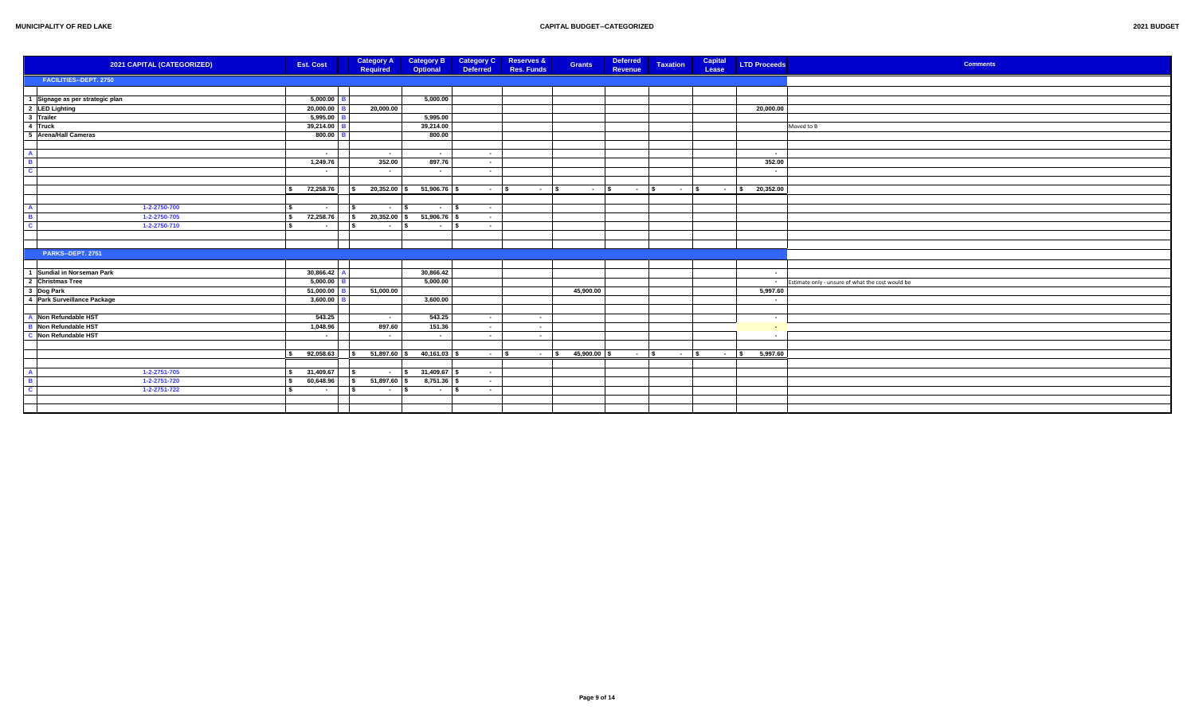| | 2021 CAPITAL (CATEGORIZED) | Est. Cost | | Category A Required | Category B Optional | Category C Deferred | Reserves & Res. Funds | Grants | Deferred Revenue | Taxation | Capital Lease | LTD Proceeds | Comments |
|---|---|---|---|---|---|---|---|---|---|---|---|---|---|
| | FACILITIES--DEPT. 2750 | | | | | | | | | | | | |
| 1 | Signage as per strategic plan | 5,000.00 | B | | 5,000.00 | | | | | | | | |
| 2 | LED Lighting | 20,000.00 | B | 20,000.00 | | | | | | | | 20,000.00 | |
| 3 | Trailer | 5,995.00 | B | | 5,995.00 | | | | | | | | |
| 4 | Truck | 39,214.00 | B | | 39,214.00 | | | | | | | | Moved to B |
| 5 | Arena/Hall Cameras | 800.00 | B | | 800.00 | | | | | | | | |
| A | | - | | - | - | - | | | | | | - | |
| B | | 1,249.76 | | 352.00 | 897.76 | - | | | | | | 352.00 | |
| C | | - | | - | - | - | | | | | | - | |
| | | $ 72,258.76 | | $ 20,352.00 | $ 51,906.76 | $ - | $ - | $ - | $ - | $ - | $ - | $ 20,352.00 | |
| A | 1-2-2750-700 | $ - | | $ - | $ - | $ - | | | | | | | |
| B | 1-2-2750-705 | $ 72,258.76 | | $ 20,352.00 | $ 51,906.76 | $ - | | | | | | | |
| C | 1-2-2750-710 | $ - | | $ - | $ - | $ - | | | | | | | |
| | PARKS--DEPT. 2751 | | | | | | | | | | | | |
| 1 | Sundial in Norseman Park | 30,866.42 | A | | 30,866.42 | | | | | | | - | |
| 2 | Christmas Tree | 5,000.00 | B | | 5,000.00 | | | | | | | - | Estimate only - unsure of what the cost would be |
| 3 | Dog Park | 51,000.00 | B | 51,000.00 | | | | 45,900.00 | | | | 5,997.60 | |
| 4 | Park Surveillance Package | 3,600.00 | B | | 3,600.00 | | | | | | | - | |
| A | Non Refundable HST | 543.25 | | - | 543.25 | - | - | | | | | - | |
| B | Non Refundable HST | 1,048.96 | | 897.60 | 151.36 | - | - | | | | | - | |
| C | Non Refundable HST | - | | - | - | - | - | | | | | - | |
| | | $ 92,058.63 | | $ 51,897.60 | $ 40,161.03 | $ - | $ - | $ 45,900.00 | $ - | $ - | $ - | $ 5,997.60 | |
| A | 1-2-2751-705 | $ 31,409.67 | | $ - | $ 31,409.67 | $ - | | | | | | | |
| B | 1-2-2751-720 | $ 60,648.96 | | $ 51,897.60 | $ 8,751.36 | $ - | | | | | | | |
| C | 1-2-2751-722 | $ - | | $ - | $ - | $ - | | | | | | | |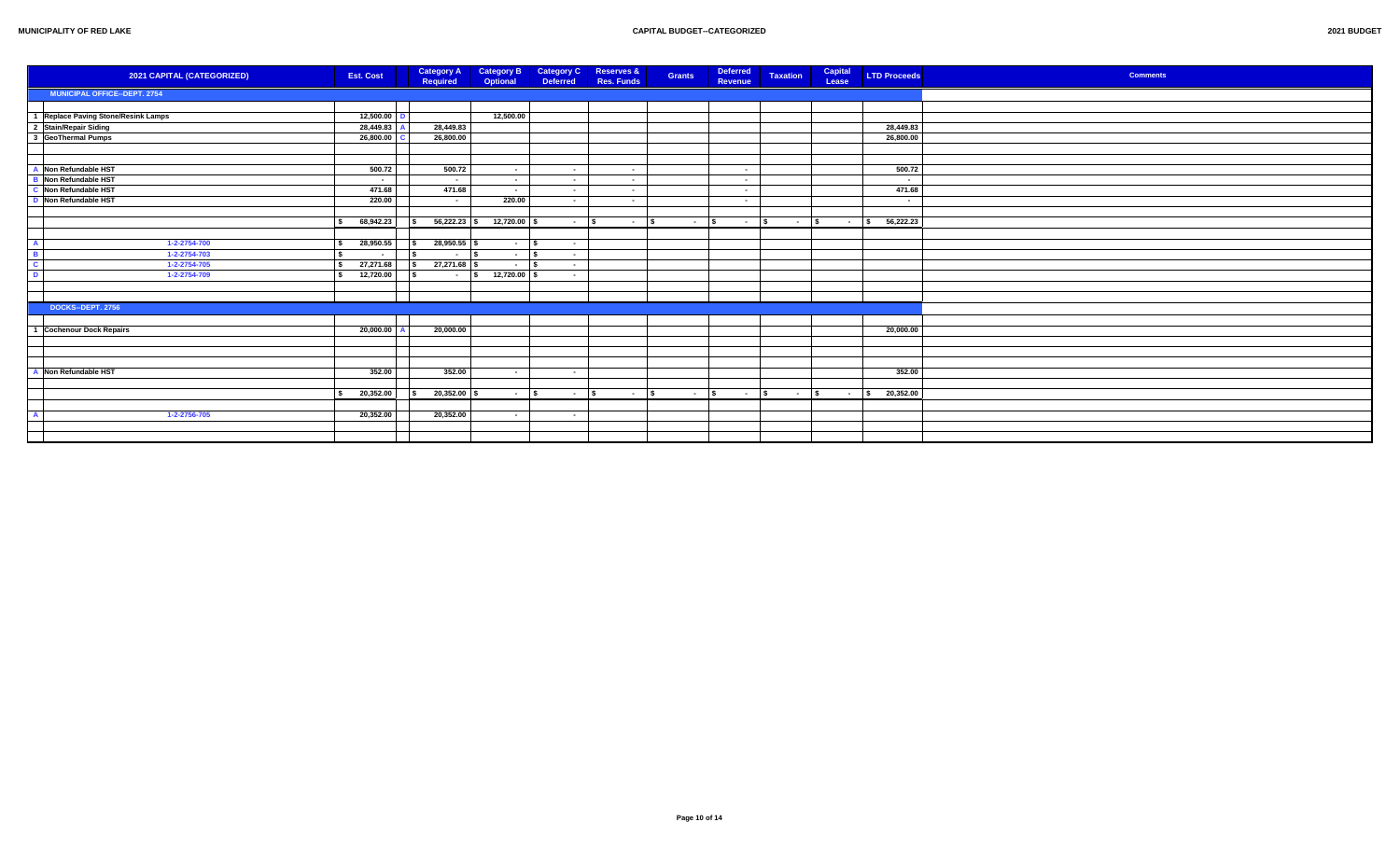| | 2021 CAPITAL (CATEGORIZED) | Est. Cost | | Category A Required | Category B Optional | Category C Deferred | Reserves & Res. Funds | Grants | Deferred Revenue | Taxation | Capital Lease | LTD Proceeds | Comments |
|---|---|---|---|---|---|---|---|---|---|---|---|---|---|
| | MUNICIPAL OFFICE--DEPT. 2754 | | | | | | | | | | | | |
| 1 | Replace Paving Stone/Resink Lamps | 12,500.00 | D | | 12,500.00 | | | | | | | | |
| 2 | Stain/Repair Siding | 28,449.83 | A | 28,449.83 | | | | | | | | 28,449.83 | |
| 3 | GeoThermal Pumps | 26,800.00 | C | 26,800.00 | | | | | | | | 26,800.00 | |
| A | Non Refundable HST | 500.72 | | 500.72 | - | - | - | | - | | | 500.72 | |
| B | Non Refundable HST | - | | - | - | - | - | | - | | | - | |
| C | Non Refundable HST | 471.68 | | 471.68 | - | - | - | | - | | | 471.68 | |
| D | Non Refundable HST | 220.00 | | - | 220.00 | - | - | | - | | | - | |
| | | $ 68,942.23 | | $ 56,222.23 | $ 12,720.00 | $ - | $ - | $ - | $ - | $ - | $ - | $ 56,222.23 | |
| A | 1-2-2754-700 | $ 28,950.55 | | $ 28,950.55 | $ - | $ - | | | | | | | |
| B | 1-2-2754-703 | $ - | | $ - | $ - | $ - | | | | | | | |
| C | 1-2-2754-705 | $ 27,271.68 | | $ 27,271.68 | $ - | $ - | | | | | | | |
| D | 1-2-2754-709 | $ 12,720.00 | | $ - | $ 12,720.00 | $ - | | | | | | | |
| | DOCKS--DEPT. 2756 | | | | | | | | | | | | |
| 1 | Cochenour Dock Repairs | 20,000.00 | A | 20,000.00 | | | | | | | | 20,000.00 | |
| A | Non Refundable HST | 352.00 | | 352.00 | - | - | | | | | | 352.00 | |
| | | $ 20,352.00 | | $ 20,352.00 | $ - | $ - | $ - | $ - | $ - | $ - | $ - | $ 20,352.00 | |
| A | 1-2-2756-705 | 20,352.00 | | 20,352.00 | - | - | | | | | | | |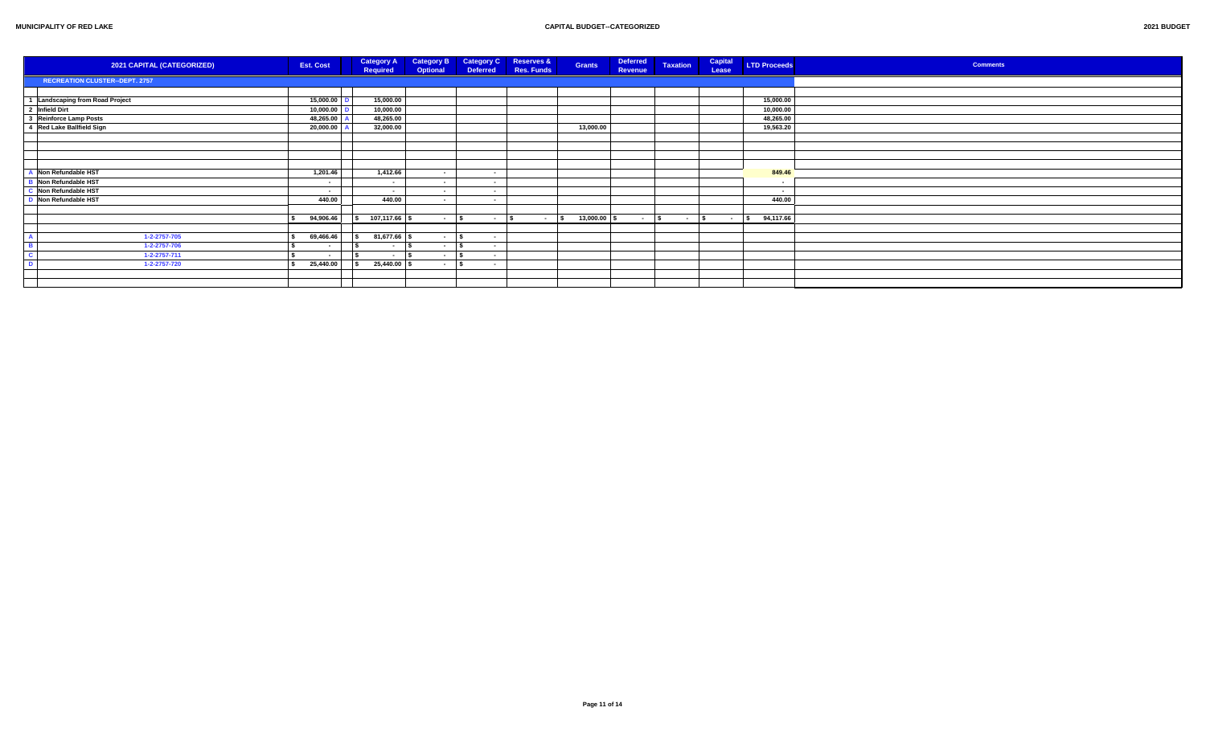MUNICIPALITY OF RED LAKE — CAPITAL BUDGET--CATEGORIZED — 2021 BUDGET

| | 2021 CAPITAL (CATEGORIZED) | Est. Cost | | Category A Required | Category B Optional | Category C Deferred | Reserves & Res. Funds | Grants | Deferred Revenue | Taxation | Capital Lease | LTD Proceeds | Comments |
|---|---|---|---|---|---|---|---|---|---|---|---|---|---|
| | RECREATION CLUSTER--DEPT. 2757 | | | | | | | | | | | | |
| 1 | Landscaping from Road Project | 15,000.00 | D | 15,000.00 | | | | | | | | 15,000.00 | |
| 2 | Infield Dirt | 10,000.00 | D | 10,000.00 | | | | | | | | 10,000.00 | |
| 3 | Reinforce Lamp Posts | 48,265.00 | A | 48,265.00 | | | | | | | | 48,265.00 | |
| 4 | Red Lake Ballfield Sign | 20,000.00 | A | 32,000.00 | | | | 13,000.00 | | | | 19,563.20 | |
| A | Non Refundable HST | 1,201.46 | | 1,412.66 | - | - | | | | | | 849.46 | |
| B | Non Refundable HST | - | | - | - | - | | | | | | - | |
| C | Non Refundable HST | - | | - | - | - | | | | | | - | |
| D | Non Refundable HST | 440.00 | | 440.00 | - | - | | | | | | 440.00 | |
| | | $ 94,906.46 | | $ 107,117.66 | $ - | $ - | $ - | $ 13,000.00 | $ - | $ - | $ - | $ 94,117.66 | |
| A | 1-2-2757-705 | $ 69,466.46 | | $ 81,677.66 | $ - | $ - | | | | | | | |
| B | 1-2-2757-706 | $ - | | $ - | $ - | $ - | | | | | | | |
| C | 1-2-2757-711 | $ - | | $ - | $ - | $ - | | | | | | | |
| D | 1-2-2757-720 | $ 25,440.00 | | $ 25,440.00 | $ - | $ - | | | | | | | |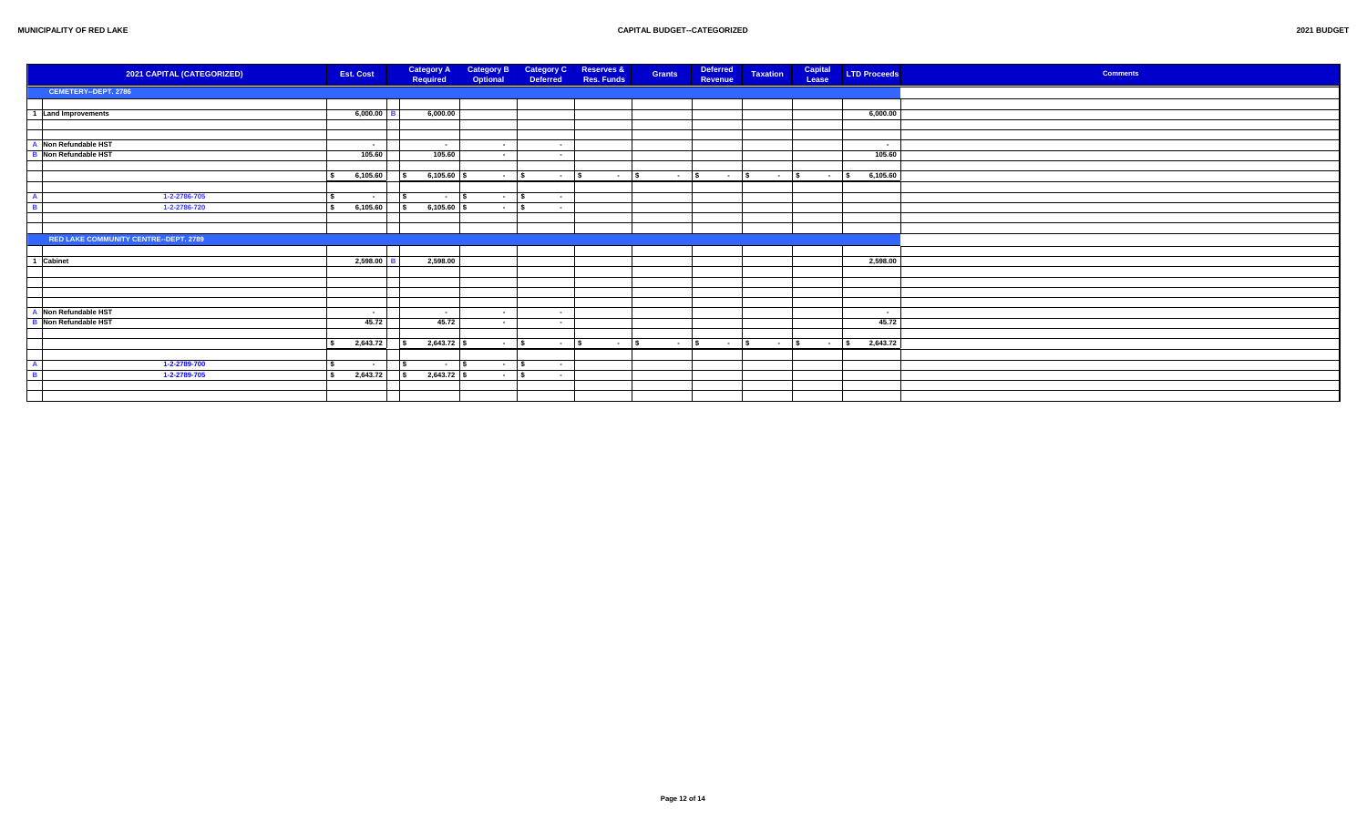MUNICIPALITY OF RED LAKE

CAPITAL BUDGET--CATEGORIZED

2021 BUDGET

| | 2021 CAPITAL (CATEGORIZED) | Est. Cost | | Category A Required | Category B Optional | Category C Deferred | Reserves & Res. Funds | Grants | Deferred Revenue | Taxation | Capital Lease | LTD Proceeds | Comments |
|---|---|---|---|---|---|---|---|---|---|---|---|---|---|
| | **CEMETERY--DEPT. 2786** | | | | | | | | | | | | |
| 1 | Land Improvements | 6,000.00 | B | 6,000.00 | | | | | | | | 6,000.00 | |
| A | Non Refundable HST | - | | - | - | - | | | | | | - | |
| B | Non Refundable HST | 105.60 | | 105.60 | - | - | | | | | | 105.60 | |
| | | $ 6,105.60 | | $ 6,105.60 | $ - | $ - | $ - | $ - | $ - | $ - | $ - | $ 6,105.60 | |
| A | 1-2-2786-705 | $ - | | $ - | $ - | $ - | | | | | | | |
| B | 1-2-2786-720 | $ 6,105.60 | | $ 6,105.60 | $ - | $ - | | | | | | | |
| | **RED LAKE COMMUNITY CENTRE--DEPT. 2789** | | | | | | | | | | | | |
| 1 | Cabinet | 2,598.00 | B | 2,598.00 | | | | | | | | 2,598.00 | |
| A | Non Refundable HST | - | | - | - | - | | | | | | - | |
| B | Non Refundable HST | 45.72 | | 45.72 | - | - | | | | | | 45.72 | |
| | | $ 2,643.72 | | $ 2,643.72 | $ - | $ - | $ - | $ - | $ - | $ - | $ - | $ 2,643.72 | |
| A | 1-2-2789-700 | $ - | | $ - | $ - | $ - | | | | | | | |
| B | 1-2-2789-705 | $ 2,643.72 | | $ 2,643.72 | $ - | $ - | | | | | | | |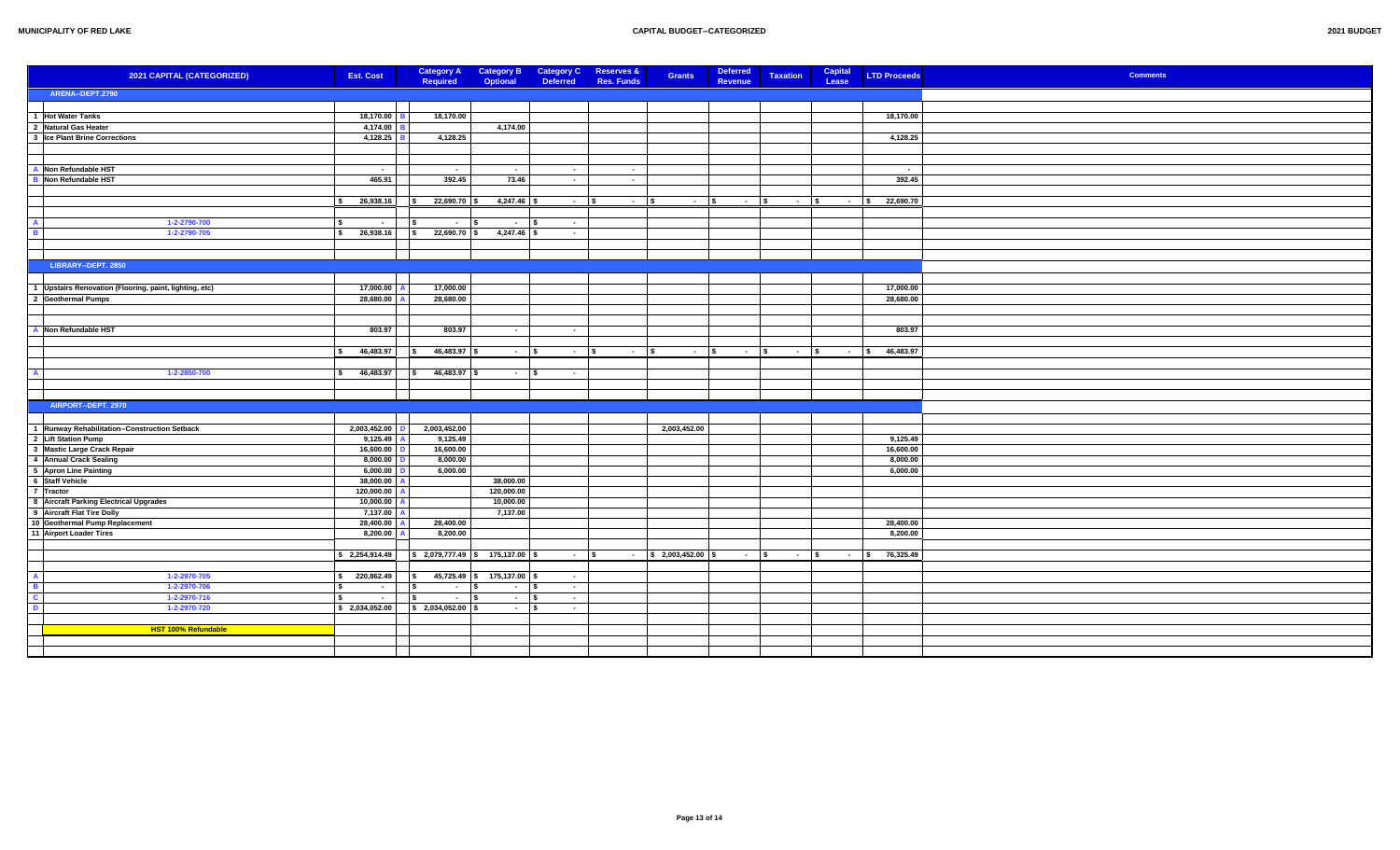| | 2021 CAPITAL (CATEGORIZED) | Est. Cost | | Category A Required | Category B Optional | Category C Deferred | Reserves & Res. Funds | Grants | Deferred Revenue | Taxation | Capital Lease | LTD Proceeds | Comments |
|---|---|---|---|---|---|---|---|---|---|---|---|---|---|
| | **ARENA--DEPT.2790** | | | | | | | | | | | | |
| 1 | Hot Water Tanks | 18,170.00 | B | 18,170.00 | | | | | | | | 18,170.00 | |
| 2 | Natural Gas Heater | 4,174.00 | B | | 4,174.00 | | | | | | | | |
| 3 | Ice Plant Brine Corrections | 4,128.25 | B | 4,128.25 | | | | | | | | 4,128.25 | |
| A | Non Refundable HST | - | | - | - | - | - | | | | | - | |
| B | Non Refundable HST | 465.91 | | 392.45 | 73.46 | - | - | | | | | 392.45 | |
| | | $ 26,938.16 | | $ 22,690.70 | $ 4,247.46 | $ - | $ - | $ - | $ - | $ - | $ - | $ 22,690.70 | |
| A | 1-2-2790-700 | $ - | | $ - | $ - | $ - | | | | | | | |
| B | 1-2-2790-705 | $ 26,938.16 | | $ 22,690.70 | $ 4,247.46 | $ - | | | | | | | |
| | **LIBRARY--DEPT. 2850** | | | | | | | | | | | | |
| 1 | Upstairs Renovation (Flooring, paint, lighting, etc) | 17,000.00 | A | 17,000.00 | | | | | | | | 17,000.00 | |
| 2 | Geothermal Pumps | 28,680.00 | A | 28,680.00 | | | | | | | | 28,680.00 | |
| A | Non Refundable HST | 803.97 | | 803.97 | - | - | | | | | | 803.97 | |
| | | $ 46,483.97 | | $ 46,483.97 | $ - | $ - | $ - | $ - | $ - | $ - | $ - | $ 46,483.97 | |
| A | 1-2-2850-700 | $ 46,483.97 | | $ 46,483.97 | $ - | $ - | | | | | | | |
| | **AIRPORT--DEPT. 2970** | | | | | | | | | | | | |
| 1 | Runway Rehabilitation--Construction Setback | 2,003,452.00 | D | 2,003,452.00 | | | | 2,003,452.00 | | | | | |
| 2 | Lift Station Pump | 9,125.49 | A | 9,125.49 | | | | | | | | 9,125.49 | |
| 3 | Mastic Large Crack Repair | 16,600.00 | D | 16,600.00 | | | | | | | | 16,600.00 | |
| 4 | Annual Crack Sealing | 8,000.00 | D | 8,000.00 | | | | | | | | 8,000.00 | |
| 5 | Apron Line Painting | 6,000.00 | D | 6,000.00 | | | | | | | | 6,000.00 | |
| 6 | Staff Vehicle | 38,000.00 | A | | 38,000.00 | | | | | | | | |
| 7 | Tractor | 120,000.00 | A | | 120,000.00 | | | | | | | | |
| 8 | Aircraft Parking Electrical Upgrades | 10,000.00 | A | | 10,000.00 | | | | | | | | |
| 9 | Aircraft Flat Tire Dolly | 7,137.00 | A | | 7,137.00 | | | | | | | | |
| 10 | Geothermal Pump Replacement | 28,400.00 | A | 28,400.00 | | | | | | | | 28,400.00 | |
| 11 | Airport Loader Tires | 8,200.00 | A | 8,200.00 | | | | | | | | 8,200.00 | |
| | | $ 2,254,914.49 | | $ 2,079,777.49 | $ 175,137.00 | $ - | $ - | $ 2,003,452.00 | $ - | $ - | $ - | $ 76,325.49 | |
| A | 1-2-2970-705 | $ 220,862.49 | | $ 45,725.49 | $ 175,137.00 | $ - | | | | | | | |
| B | 1-2-2970-706 | $ - | | $ - | $ - | $ - | | | | | | | |
| C | 1-2-2970-716 | $ - | | $ - | $ - | $ - | | | | | | | |
| D | 1-2-2970-720 | $ 2,034,052.00 | | $ 2,034,052.00 | $ - | $ - | | | | | | | |
| | **HST 100% Refundable** | | | | | | | | | | | | |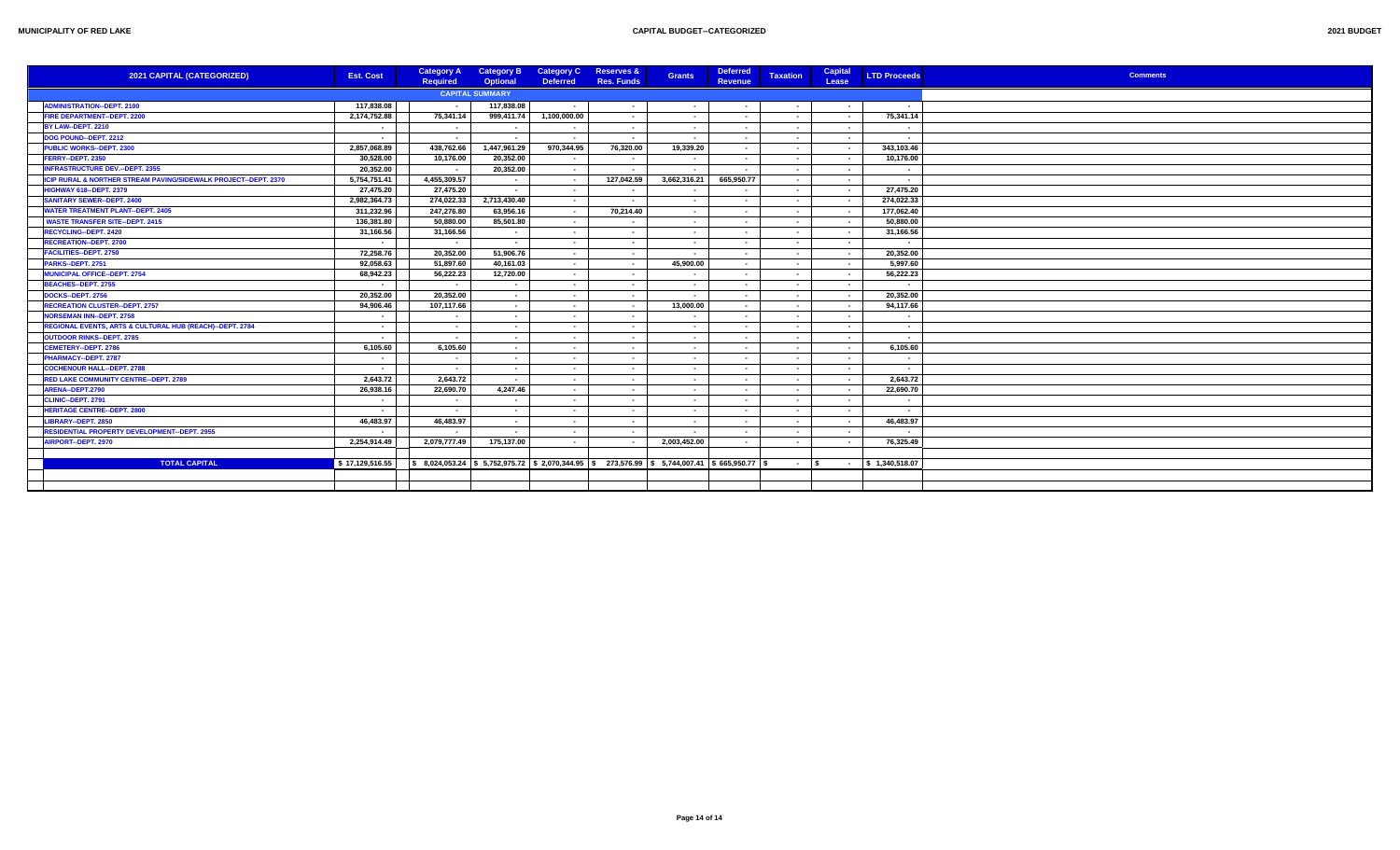MUNICIPALITY OF RED LAKE — CAPITAL BUDGET--CATEGORIZED — 2021 BUDGET

| 2021 CAPITAL (CATEGORIZED) | Est. Cost | Category A Required | Category B Optional | Category C Deferred | Reserves & Res. Funds | Grants | Deferred Revenue | Taxation | Capital Lease | LTD Proceeds | Comments |
|---|---|---|---|---|---|---|---|---|---|---|---|
| | | CAPITAL SUMMARY | | | | | | | | | |
| ADMINISTRATION--DEPT. 2100 | 117,838.08 | - | 117,838.08 | - | - | - | - | - | - | - | |
| FIRE DEPARTMENT--DEPT. 2200 | 2,174,752.88 | 75,341.14 | 999,411.74 | 1,100,000.00 | - | - | - | - | - | 75,341.14 | |
| BY LAW--DEPT. 2210 | - | - | - | - | - | - | - | - | - | - | |
| DOG POUND--DEPT. 2212 | - | - | - | - | - | - | - | - | - | - | |
| PUBLIC WORKS--DEPT. 2300 | 2,857,068.89 | 438,762.66 | 1,447,961.29 | 970,344.95 | 76,320.00 | 19,339.20 | - | - | - | 343,103.46 | |
| FERRY--DEPT. 2350 | 30,528.00 | 10,176.00 | 20,352.00 | - | - | - | - | - | - | 10,176.00 | |
| INFRASTRUCTURE DEV.--DEPT. 2355 | 20,352.00 | - | 20,352.00 | - | - | - | - | - | - | - | |
| ICIP RURAL & NORTHER STREAM PAVING/SIDEWALK PROJECT--DEPT. 2370 | 5,754,751.41 | 4,455,309.57 | - | - | 127,042.59 | 3,662,316.21 | 665,950.77 | - | - | - | |
| HIGHWAY 618--DEPT. 2379 | 27,475.20 | 27,475.20 | - | - | - | - | - | - | - | 27,475.20 | |
| SANITARY SEWER--DEPT. 2400 | 2,982,364.73 | 274,022.33 | 2,713,430.40 | - | - | - | - | - | - | 274,022.33 | |
| WATER TREATMENT PLANT--DEPT. 2405 | 311,232.96 | 247,276.80 | 63,956.16 | - | 70,214.40 | - | - | - | - | 177,062.40 | |
| WASTE TRANSFER SITE--DEPT. 2415 | 136,381.80 | 50,880.00 | 85,501.80 | - | - | - | - | - | - | 50,880.00 | |
| RECYCLING--DEPT. 2420 | 31,166.56 | 31,166.56 | - | - | - | - | - | - | - | 31,166.56 | |
| RECREATION--DEPT. 2700 | - | - | - | - | - | - | - | - | - | - | |
| FACILITIES--DEPT. 2750 | 72,258.76 | 20,352.00 | 51,906.76 | - | - | - | - | - | - | 20,352.00 | |
| PARKS--DEPT. 2751 | 92,058.63 | 51,897.60 | 40,161.03 | - | - | 45,900.00 | - | - | - | 5,997.60 | |
| MUNICIPAL OFFICE--DEPT. 2754 | 68,942.23 | 56,222.23 | 12,720.00 | - | - | - | - | - | - | 56,222.23 | |
| BEACHES--DEPT. 2755 | - | - | - | - | - | - | - | - | - | - | |
| DOCKS--DEPT. 2756 | 20,352.00 | 20,352.00 | - | - | - | - | - | - | - | 20,352.00 | |
| RECREATION CLUSTER--DEPT. 2757 | 94,906.46 | 107,117.66 | - | - | - | 13,000.00 | - | - | - | 94,117.66 | |
| NORSEMAN INN--DEPT. 2758 | - | - | - | - | - | - | - | - | - | - | |
| REGIONAL EVENTS, ARTS & CULTURAL HUB (REACH)--DEPT. 2784 | - | - | - | - | - | - | - | - | - | - | |
| OUTDOOR RINKS--DEPT. 2785 | - | - | - | - | - | - | - | - | - | - | |
| CEMETERY--DEPT. 2786 | 6,105.60 | 6,105.60 | - | - | - | - | - | - | - | 6,105.60 | |
| PHARMACY--DEPT. 2787 | - | - | - | - | - | - | - | - | - | - | |
| COCHENOUR HALL--DEPT. 2788 | - | - | - | - | - | - | - | - | - | - | |
| RED LAKE COMMUNITY CENTRE--DEPT. 2789 | 2,643.72 | 2,643.72 | - | - | - | - | - | - | - | 2,643.72 | |
| ARENA--DEPT.2790 | 26,938.16 | 22,690.70 | 4,247.46 | - | - | - | - | - | - | 22,690.70 | |
| CLINIC--DEPT. 2791 | - | - | - | - | - | - | - | - | - | - | |
| HERITAGE CENTRE--DEPT. 2800 | - | - | - | - | - | - | - | - | - | - | |
| LIBRARY--DEPT. 2850 | 46,483.97 | 46,483.97 | - | - | - | - | - | - | - | 46,483.97 | |
| RESIDENTIAL PROPERTY DEVELOPMENT--DEPT. 2955 | - | - | - | - | - | - | - | - | - | - | |
| AIRPORT--DEPT. 2970 | 2,254,914.49 | 2,079,777.49 | 175,137.00 | - | - | 2,003,452.00 | - | - | - | 76,325.49 | |
| TOTAL CAPITAL | $ 17,129,516.55 | $ 8,024,053.24 | $ 5,752,975.72 | $ 2,070,344.95 | $ 273,576.99 | $ 5,744,007.41 | $ 665,950.77 | $ - | $ - | $ 1,340,518.07 | |